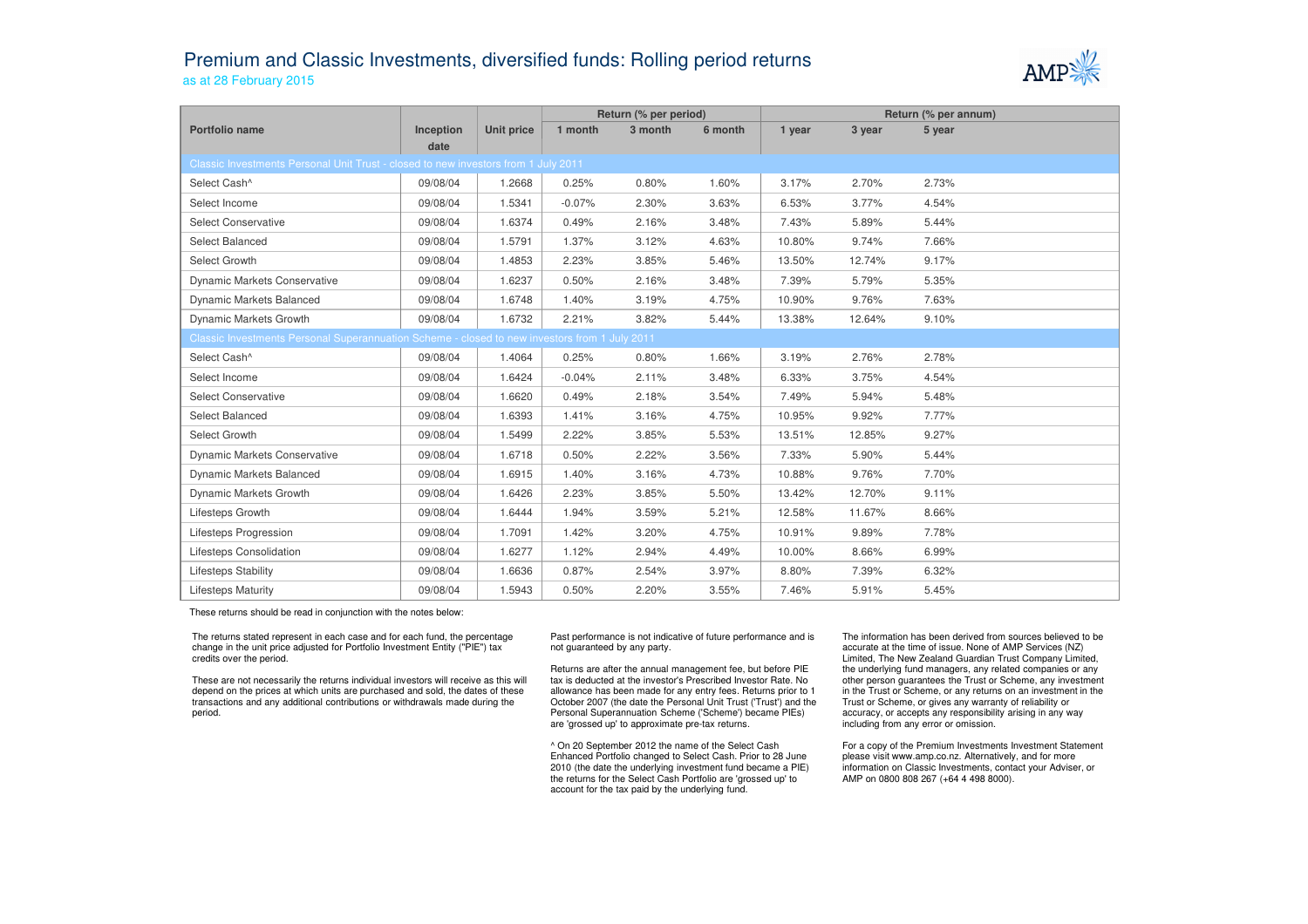# Premium and Classic Investments, diversified funds: Rolling period returns

as at 28 February 2015

| Portfolio name | Inception date | Unit price | Return (% per period) | | | Return (% per annum) | | |
|---|---|---|---|---|---|---|---|---|
| | | | 1 month | 3 month | 6 month | 1 year | 3 year | 5 year |
| **Classic Investments Personal Unit Trust - closed to new investors from 1 July 2011** | | | | | | | | |
| Select Cash^ | 09/08/04 | 1.2668 | 0.25% | 0.80% | 1.60% | 3.17% | 2.70% | 2.73% |
| Select Income | 09/08/04 | 1.5341 | -0.07% | 2.30% | 3.63% | 6.53% | 3.77% | 4.54% |
| Select Conservative | 09/08/04 | 1.6374 | 0.49% | 2.16% | 3.48% | 7.43% | 5.89% | 5.44% |
| Select Balanced | 09/08/04 | 1.5791 | 1.37% | 3.12% | 4.63% | 10.80% | 9.74% | 7.66% |
| Select Growth | 09/08/04 | 1.4853 | 2.23% | 3.85% | 5.46% | 13.50% | 12.74% | 9.17% |
| Dynamic Markets Conservative | 09/08/04 | 1.6237 | 0.50% | 2.16% | 3.48% | 7.39% | 5.79% | 5.35% |
| Dynamic Markets Balanced | 09/08/04 | 1.6748 | 1.40% | 3.19% | 4.75% | 10.90% | 9.76% | 7.63% |
| Dynamic Markets Growth | 09/08/04 | 1.6732 | 2.21% | 3.82% | 5.44% | 13.38% | 12.64% | 9.10% |
| **Classic Investments Personal Superannuation Scheme - closed to new investors from 1 July 2011** | | | | | | | | |
| Select Cash^ | 09/08/04 | 1.4064 | 0.25% | 0.80% | 1.66% | 3.19% | 2.76% | 2.78% |
| Select Income | 09/08/04 | 1.6424 | -0.04% | 2.11% | 3.48% | 6.33% | 3.75% | 4.54% |
| Select Conservative | 09/08/04 | 1.6620 | 0.49% | 2.18% | 3.54% | 7.49% | 5.94% | 5.48% |
| Select Balanced | 09/08/04 | 1.6393 | 1.41% | 3.16% | 4.75% | 10.95% | 9.92% | 7.77% |
| Select Growth | 09/08/04 | 1.5499 | 2.22% | 3.85% | 5.53% | 13.51% | 12.85% | 9.27% |
| Dynamic Markets Conservative | 09/08/04 | 1.6718 | 0.50% | 2.22% | 3.56% | 7.33% | 5.90% | 5.44% |
| Dynamic Markets Balanced | 09/08/04 | 1.6915 | 1.40% | 3.16% | 4.73% | 10.88% | 9.76% | 7.70% |
| Dynamic Markets Growth | 09/08/04 | 1.6426 | 2.23% | 3.85% | 5.50% | 13.42% | 12.70% | 9.11% |
| Lifesteps Growth | 09/08/04 | 1.6444 | 1.94% | 3.59% | 5.21% | 12.58% | 11.67% | 8.66% |
| Lifesteps Progression | 09/08/04 | 1.7091 | 1.42% | 3.20% | 4.75% | 10.91% | 9.89% | 7.78% |
| Lifesteps Consolidation | 09/08/04 | 1.6277 | 1.12% | 2.94% | 4.49% | 10.00% | 8.66% | 6.99% |
| Lifesteps Stability | 09/08/04 | 1.6636 | 0.87% | 2.54% | 3.97% | 8.80% | 7.39% | 6.32% |
| Lifesteps Maturity | 09/08/04 | 1.5943 | 0.50% | 2.20% | 3.55% | 7.46% | 5.91% | 5.45% |

These returns should be read in conjunction with the notes below:

The returns stated represent in each case and for each fund, the percentage change in the unit price adjusted for Portfolio Investment Entity ("PIE") tax credits over the period.

These are not necessarily the returns individual investors will receive as this will depend on the prices at which units are purchased and sold, the dates of these transactions and any additional contributions or withdrawals made during the period.

Past performance is not indicative of future performance and is not guaranteed by any party.

Returns are after the annual management fee, but before PIE tax is deducted at the investor's Prescribed Investor Rate. No allowance has been made for any entry fees. Returns prior to 1 October 2007 (the date the Personal Unit Trust ('Trust') and the Personal Superannuation Scheme ('Scheme') became PIEs) are 'grossed up' to approximate pre-tax returns.

^ On 20 September 2012 the name of the Select Cash Enhanced Portfolio changed to Select Cash. Prior to 28 June 2010 (the date the underlying investment fund became a PIE) the returns for the Select Cash Portfolio are 'grossed up' to account for the tax paid by the underlying fund.

The information has been derived from sources believed to be accurate at the time of issue. None of AMP Services (NZ) Limited, The New Zealand Guardian Trust Company Limited, the underlying fund managers, any related companies or any other person guarantees the Trust or Scheme, any investment in the Trust or Scheme, or any returns on an investment in the Trust or Scheme, or gives any warranty of reliability or accuracy, or accepts any responsibility arising in any way including from any error or omission.

For a copy of the Premium Investments Investment Statement please visit www.amp.co.nz. Alternatively, and for more information on Classic Investments, contact your Adviser, or AMP on 0800 808 267 (+64 4 498 8000).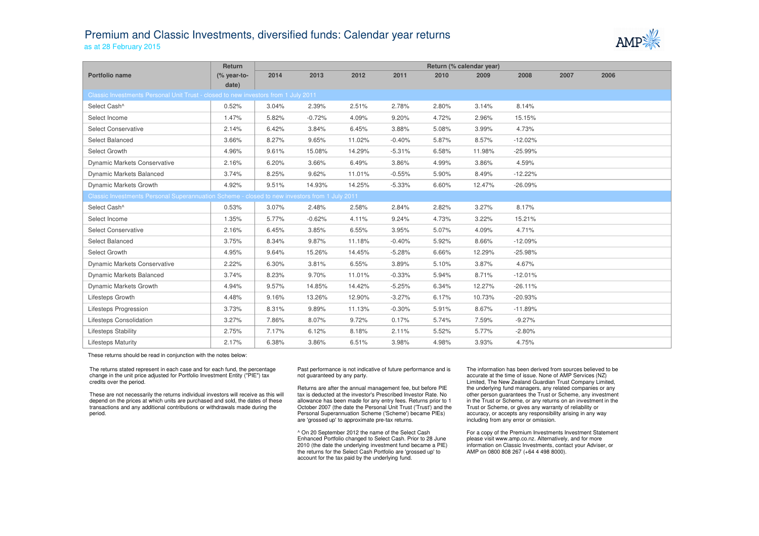# Premium and Classic Investments, diversified funds: Calendar year returns

as at 28 February 2015

| Portfolio name | Return (% year-to-date) | Return (% calendar year) | | | | | | | | |
|---|---|---|---|---|---|---|---|---|---|---|
| | | 2014 | 2013 | 2012 | 2011 | 2010 | 2009 | 2008 | 2007 | 2006 |
| **Classic Investments Personal Unit Trust - closed to new investors from 1 July 2011** | | | | | | | | | | |
| Select Cash^ | 0.52% | 3.04% | 2.39% | 2.51% | 2.78% | 2.80% | 3.14% | 8.14% | | |
| Select Income | 1.47% | 5.82% | -0.72% | 4.09% | 9.20% | 4.72% | 2.96% | 15.15% | | |
| Select Conservative | 2.14% | 6.42% | 3.84% | 6.45% | 3.88% | 5.08% | 3.99% | 4.73% | | |
| Select Balanced | 3.66% | 8.27% | 9.65% | 11.02% | -0.40% | 5.87% | 8.57% | -12.02% | | |
| Select Growth | 4.96% | 9.61% | 15.08% | 14.29% | -5.31% | 6.58% | 11.98% | -25.99% | | |
| Dynamic Markets Conservative | 2.16% | 6.20% | 3.66% | 6.49% | 3.86% | 4.99% | 3.86% | 4.59% | | |
| Dynamic Markets Balanced | 3.74% | 8.25% | 9.62% | 11.01% | -0.55% | 5.90% | 8.49% | -12.22% | | |
| Dynamic Markets Growth | 4.92% | 9.51% | 14.93% | 14.25% | -5.33% | 6.60% | 12.47% | -26.09% | | |
| **Classic Investments Personal Superannuation Scheme - closed to new investors from 1 July 2011** | | | | | | | | | | |
| Select Cash^ | 0.53% | 3.07% | 2.48% | 2.58% | 2.84% | 2.82% | 3.27% | 8.17% | | |
| Select Income | 1.35% | 5.77% | -0.62% | 4.11% | 9.24% | 4.73% | 3.22% | 15.21% | | |
| Select Conservative | 2.16% | 6.45% | 3.85% | 6.55% | 3.95% | 5.07% | 4.09% | 4.71% | | |
| Select Balanced | 3.75% | 8.34% | 9.87% | 11.18% | -0.40% | 5.92% | 8.66% | -12.09% | | |
| Select Growth | 4.95% | 9.64% | 15.26% | 14.45% | -5.28% | 6.66% | 12.29% | -25.98% | | |
| Dynamic Markets Conservative | 2.22% | 6.30% | 3.81% | 6.55% | 3.89% | 5.10% | 3.87% | 4.67% | | |
| Dynamic Markets Balanced | 3.74% | 8.23% | 9.70% | 11.01% | -0.33% | 5.94% | 8.71% | -12.01% | | |
| Dynamic Markets Growth | 4.94% | 9.57% | 14.85% | 14.42% | -5.25% | 6.34% | 12.27% | -26.11% | | |
| Lifesteps Growth | 4.48% | 9.16% | 13.26% | 12.90% | -3.27% | 6.17% | 10.73% | -20.93% | | |
| Lifesteps Progression | 3.73% | 8.31% | 9.89% | 11.13% | -0.30% | 5.91% | 8.67% | -11.89% | | |
| Lifesteps Consolidation | 3.27% | 7.86% | 8.07% | 9.72% | 0.17% | 5.74% | 7.59% | -9.27% | | |
| Lifesteps Stability | 2.75% | 7.17% | 6.12% | 8.18% | 2.11% | 5.52% | 5.77% | -2.80% | | |
| Lifesteps Maturity | 2.17% | 6.38% | 3.86% | 6.51% | 3.98% | 4.98% | 3.93% | 4.75% | | |

These returns should be read in conjunction with the notes below:

The returns stated represent in each case and for each fund, the percentage change in the unit price adjusted for Portfolio Investment Entity ("PIE") tax credits over the period.

These are not necessarily the returns individual investors will receive as this will depend on the prices at which units are purchased and sold, the dates of these transactions and any additional contributions or withdrawals made during the period.

Past performance is not indicative of future performance and is not guaranteed by any party.

Returns are after the annual management fee, but before PIE tax is deducted at the investor's Prescribed Investor Rate. No allowance has been made for any entry fees. Returns prior to 1 October 2007 (the date the Personal Unit Trust ('Trust') and the Personal Superannuation Scheme ('Scheme') became PIEs) are 'grossed up' to approximate pre-tax returns.

^ On 20 September 2012 the name of the Select Cash Enhanced Portfolio changed to Select Cash. Prior to 28 June 2010 (the date the underlying investment fund became a PIE) the returns for the Select Cash Portfolio are 'grossed up' to account for the tax paid by the underlying fund.

The information has been derived from sources believed to be accurate at the time of issue. None of AMP Services (NZ) Limited, The New Zealand Guardian Trust Company Limited, the underlying fund managers, any related companies or any other person guarantees the Trust or Scheme, any investment in the Trust or Scheme, or any returns on an investment in the Trust or Scheme, or gives any warranty of reliability or accuracy, or accepts any responsibility arising in any way including from any error or omission.

For a copy of the Premium Investments Investment Statement please visit www.amp.co.nz. Alternatively, and for more information on Classic Investments, contact your Adviser, or AMP on 0800 808 267 (+64 4 498 8000).